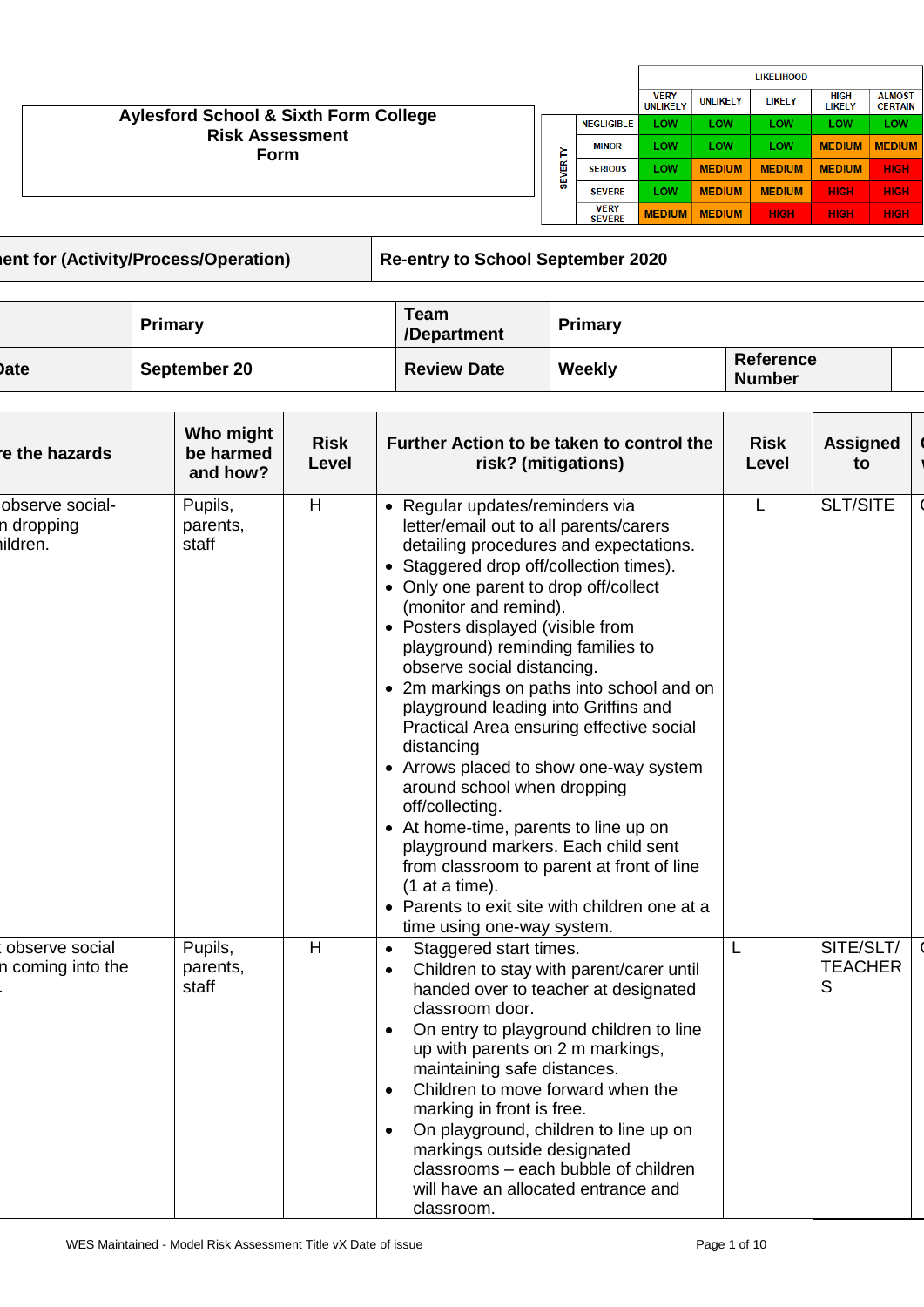**Aylesford School & Sixth Form College**
**Risk Assessment**
**Form**

| | | LIKELIHOOD | | | | |
|---|---|---|---|---|---|---|
| | | VERY UNLIKELY | UNLIKELY | LIKELY | HIGH LIKELY | ALMOST CERTAIN |
| SEVERITY | NEGLIGIBLE | LOW | LOW | LOW | LOW | LOW |
| | MINOR | LOW | LOW | LOW | MEDIUM | MEDIUM |
| | SERIOUS | LOW | MEDIUM | MEDIUM | MEDIUM | HIGH |
| | SEVERE | LOW | MEDIUM | MEDIUM | HIGH | HIGH |
| | VERY SEVERE | MEDIUM | MEDIUM | HIGH | HIGH | HIGH |

| ent for (Activity/Process/Operation) | Re-entry to School September 2020 |
|---|---|

| | Primary | Team /Department | Primary | | |
|---|---|---|---|---|---|
| ate | September 20 | Review Date | Weekly | Reference Number | |

| e the hazards | Who might be harmed and how? | Risk Level | Further Action to be taken to control the risk? (mitigations) | Risk Level | Assigned to | ( |
|---|---|---|---|---|---|---|
| observe social-n dropping ildren. | Pupils, parents, staff | H | • Regular updates/reminders via letter/email out to all parents/carers detailing procedures and expectations.<br>• Staggered drop off/collection times).<br>• Only one parent to drop off/collect (monitor and remind).<br>• Posters displayed (visible from playground) reminding families to observe social distancing.<br>• 2m markings on paths into school and on playground leading into Griffins and Practical Area ensuring effective social distancing<br>• Arrows placed to show one-way system around school when dropping off/collecting.<br>• At home-time, parents to line up on playground markers. Each child sent from classroom to parent at front of line (1 at a time).<br>• Parents to exit site with children one at a time using one-way system. | L | SLT/SITE | ( |
| observe social n coming into the . | Pupils, parents, staff | H | • Staggered start times.<br>• Children to stay with parent/carer until handed over to teacher at designated classroom door.<br>• On entry to playground children to line up with parents on 2 m markings, maintaining safe distances.<br>• Children to move forward when the marking in front is free.<br>• On playground, children to line up on markings outside designated classrooms – each bubble of children will have an allocated entrance and classroom. | L | SITE/SLT/ TEACHERS | ( |

WES Maintained - Model Risk Assessment Title vX Date of issue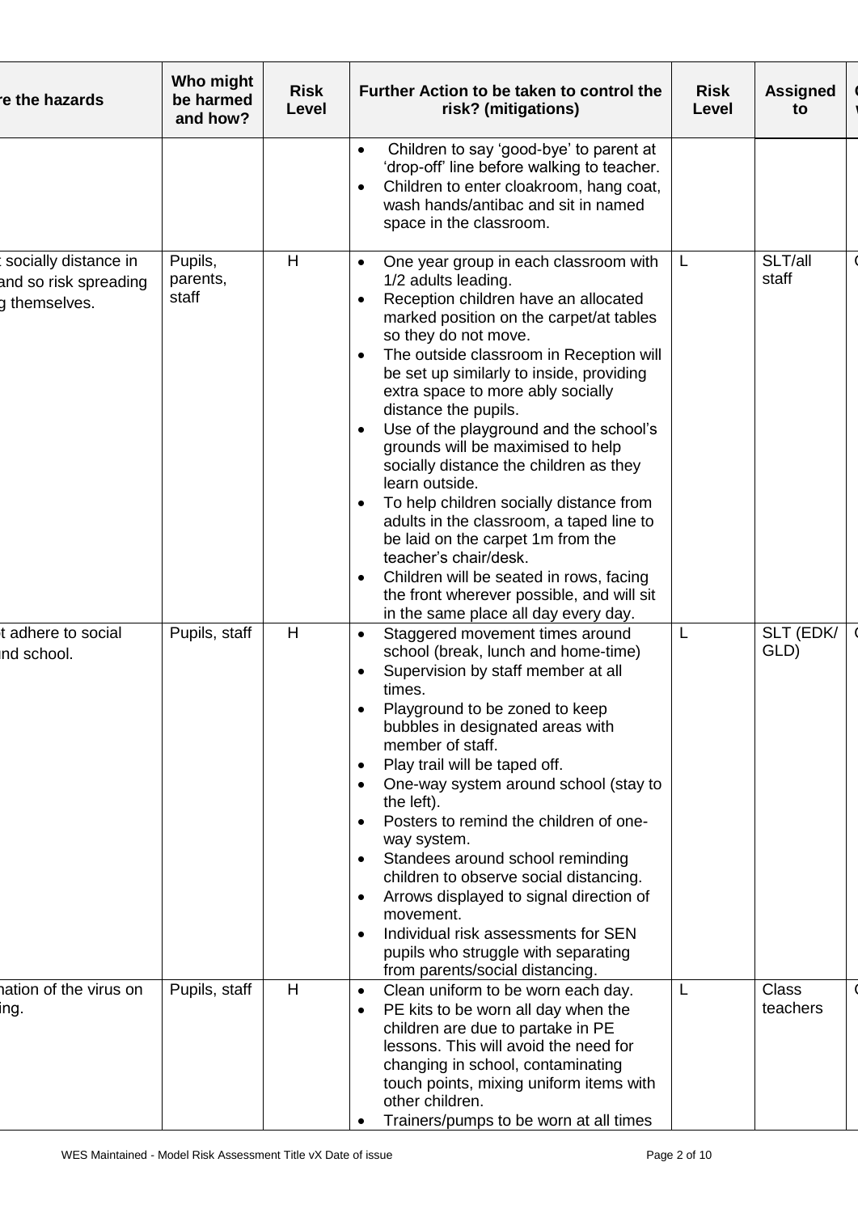| re the hazards | Who might be harmed and how? | Risk Level | Further Action to be taken to control the risk? (mitigations) | Risk Level | Assigned to | C |
|---|---|---|---|---|---|---|
| | | | • Children to say 'good-bye' to parent at 'drop-off' line before walking to teacher.<br>• Children to enter cloakroom, hang coat, wash hands/antibac and sit in named space in the classroom. | | | |
| t socially distance in and so risk spreading g themselves. | Pupils, parents, staff | H | • One year group in each classroom with 1/2 adults leading.<br>• Reception children have an allocated marked position on the carpet/at tables so they do not move.<br>• The outside classroom in Reception will be set up similarly to inside, providing extra space to more ably socially distance the pupils.<br>• Use of the playground and the school's grounds will be maximised to help socially distance the children as they learn outside.<br>• To help children socially distance from adults in the classroom, a taped line to be laid on the carpet 1m from the teacher's chair/desk.<br>• Children will be seated in rows, facing the front wherever possible, and will sit in the same place all day every day. | L | SLT/all staff | C |
| t adhere to social nd school. | Pupils, staff | H | • Staggered movement times around school (break, lunch and home-time)<br>• Supervision by staff member at all times.<br>• Playground to be zoned to keep bubbles in designated areas with member of staff.<br>• Play trail will be taped off.<br>• One-way system around school (stay to the left).<br>• Posters to remind the children of one-way system.<br>• Standees around school reminding children to observe social distancing.<br>• Arrows displayed to signal direction of movement.<br>• Individual risk assessments for SEN pupils who struggle with separating from parents/social distancing. | L | SLT (EDK/ GLD) | C |
| nation of the virus on ing. | Pupils, staff | H | • Clean uniform to be worn each day.<br>• PE kits to be worn all day when the children are due to partake in PE lessons. This will avoid the need for changing in school, contaminating touch points, mixing uniform items with other children.<br>• Trainers/pumps to be worn at all times | L | Class teachers | C |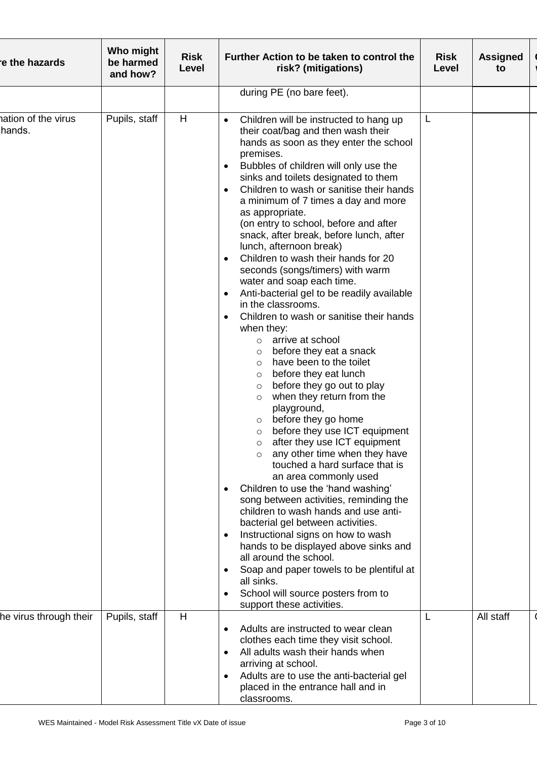| re the hazards | Who might be harmed and how? | Risk Level | Further Action to be taken to control the risk? (mitigations) | Risk Level | Assigned to | ( \ |
|---|---|---|---|---|---|---|
| | | | during PE (no bare feet). | | | |
| nation of the virus hands. | Pupils, staff | H | • Children will be instructed to hang up their coat/bag and then wash their hands as soon as they enter the school premises.<br>• Bubbles of children will only use the sinks and toilets designated to them<br>• Children to wash or sanitise their hands a minimum of 7 times a day and more as appropriate.<br>(on entry to school, before and after snack, after break, before lunch, after lunch, afternoon break)<br>• Children to wash their hands for 20 seconds (songs/timers) with warm water and soap each time.<br>• Anti-bacterial gel to be readily available in the classrooms.<br>• Children to wash or sanitise their hands when they:<br>  ○ arrive at school<br>  ○ before they eat a snack<br>  ○ have been to the toilet<br>  ○ before they eat lunch<br>  ○ before they go out to play<br>  ○ when they return from the playground,<br>  ○ before they go home<br>  ○ before they use ICT equipment<br>  ○ after they use ICT equipment<br>  ○ any other time when they have touched a hard surface that is an area commonly used<br>• Children to use the 'hand washing' song between activities, reminding the children to wash hands and use anti-bacterial gel between activities.<br>• Instructional signs on how to wash hands to be displayed above sinks and all around the school.<br>• Soap and paper towels to be plentiful at all sinks.<br>• School will source posters from to support these activities. | L | | |
| he virus through their | Pupils, staff | H | • Adults are instructed to wear clean clothes each time they visit school.<br>• All adults wash their hands when arriving at school.<br>• Adults are to use the anti-bacterial gel placed in the entrance hall and in classrooms. | L | All staff | ( |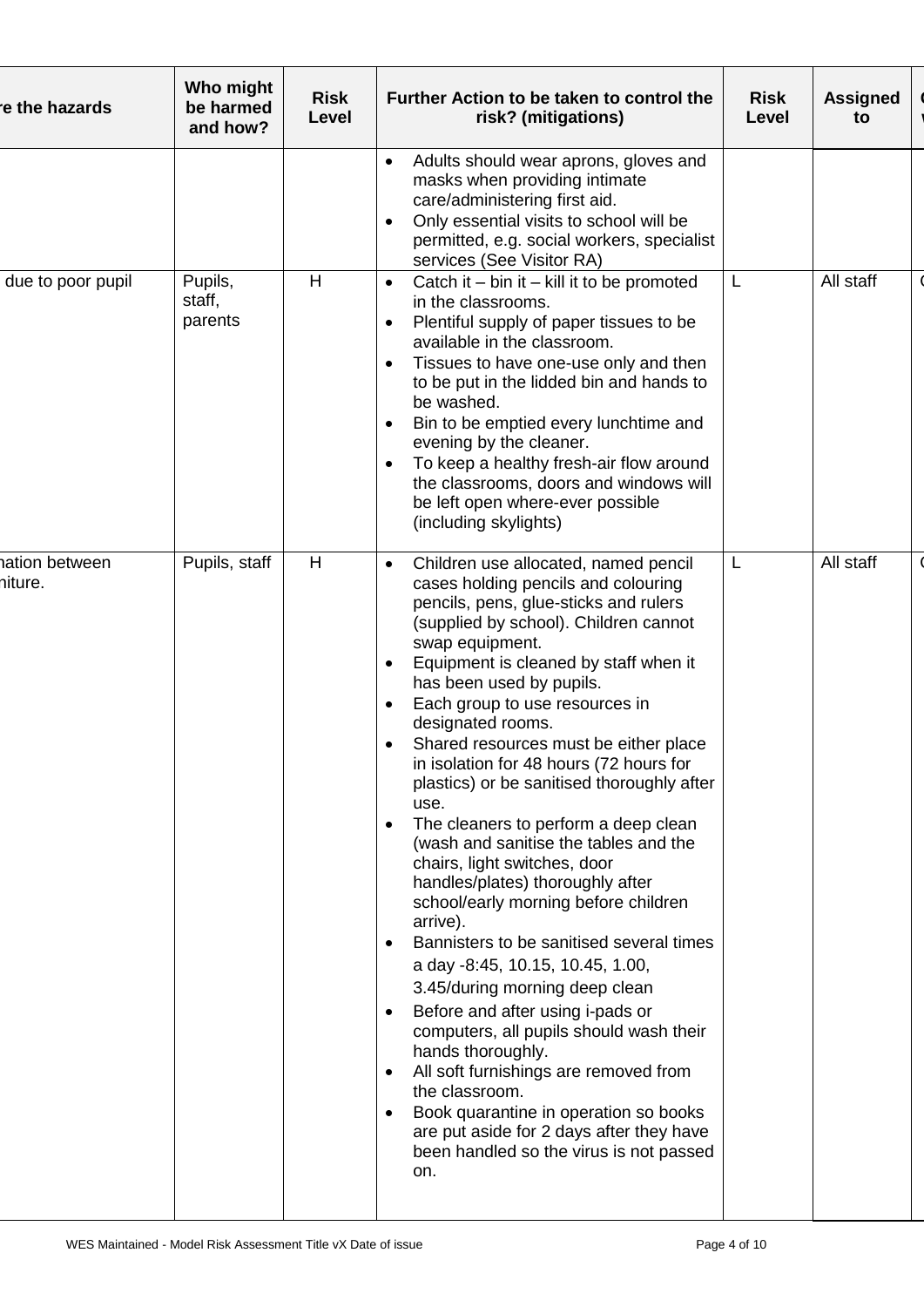| re the hazards | Who might be harmed and how? | Risk Level | Further Action to be taken to control the risk? (mitigations) | Risk Level | Assigned to | C V |
|---|---|---|---|---|---|---|
| | | | • Adults should wear aprons, gloves and masks when providing intimate care/administering first aid.<br>• Only essential visits to school will be permitted, e.g. social workers, specialist services (See Visitor RA) | | | |
| due to poor pupil | Pupils, staff, parents | H | • Catch it – bin it – kill it to be promoted in the classrooms.<br>• Plentiful supply of paper tissues to be available in the classroom.<br>• Tissues to have one-use only and then to be put in the lidded bin and hands to be washed.<br>• Bin to be emptied every lunchtime and evening by the cleaner.<br>• To keep a healthy fresh-air flow around the classrooms, doors and windows will be left open where-ever possible (including skylights) | L | All staff | C |
| nation between niture. | Pupils, staff | H | • Children use allocated, named pencil cases holding pencils and colouring pencils, pens, glue-sticks and rulers (supplied by school). Children cannot swap equipment.<br>• Equipment is cleaned by staff when it has been used by pupils.<br>• Each group to use resources in designated rooms.<br>• Shared resources must be either place in isolation for 48 hours (72 hours for plastics) or be sanitised thoroughly after use.<br>• The cleaners to perform a deep clean (wash and sanitise the tables and the chairs, light switches, door handles/plates) thoroughly after school/early morning before children arrive).<br>• Bannisters to be sanitised several times a day -8:45, 10.15, 10.45, 1.00, 3.45/during morning deep clean<br>• Before and after using i-pads or computers, all pupils should wash their hands thoroughly.<br>• All soft furnishings are removed from the classroom.<br>• Book quarantine in operation so books are put aside for 2 days after they have been handled so the virus is not passed on. | L | All staff | C |

WES Maintained - Model Risk Assessment Title vX Date of issue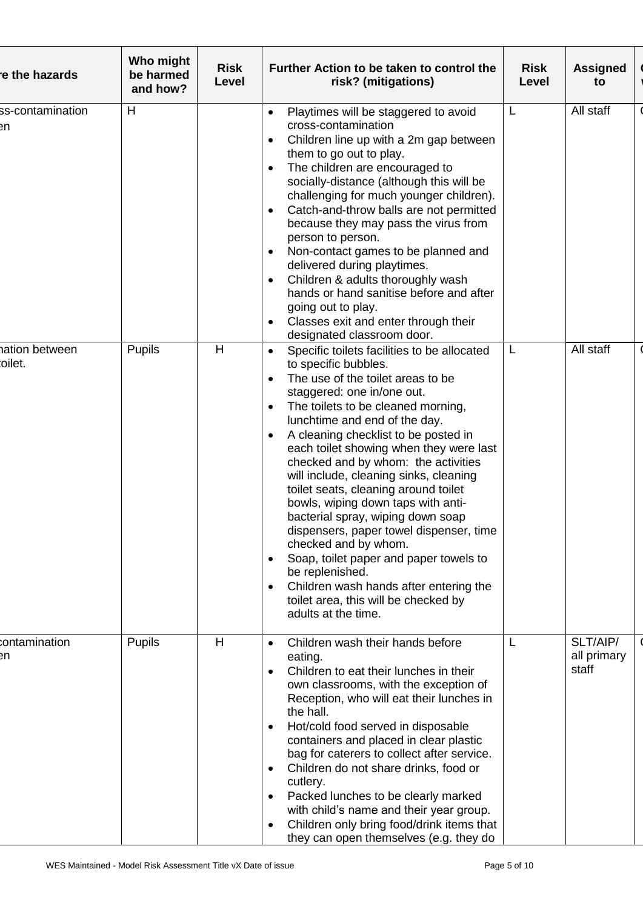| re the hazards | Who might be harmed and how? | Risk Level | Further Action to be taken to control the risk? (mitigations) | Risk Level | Assigned to | C V |
|---|---|---|---|---|---|---|
| ss-contamination en | H | | • Playtimes will be staggered to avoid cross-contamination<br>• Children line up with a 2m gap between them to go out to play.<br>• The children are encouraged to socially-distance (although this will be challenging for much younger children).<br>• Catch-and-throw balls are not permitted because they may pass the virus from person to person.<br>• Non-contact games to be planned and delivered during playtimes.<br>• Children & adults thoroughly wash hands or hand sanitise before and after going out to play.<br>• Classes exit and enter through their designated classroom door. | L | All staff | C |
| nation between toilet. | Pupils | H | • Specific toilets facilities to be allocated to specific bubbles.<br>• The use of the toilet areas to be staggered: one in/one out.<br>• The toilets to be cleaned morning, lunchtime and end of the day.<br>• A cleaning checklist to be posted in each toilet showing when they were last checked and by whom: the activities will include, cleaning sinks, cleaning toilet seats, cleaning around toilet bowls, wiping down taps with anti-bacterial spray, wiping down soap dispensers, paper towel dispenser, time checked and by whom.<br>• Soap, toilet paper and paper towels to be replenished.<br>• Children wash hands after entering the toilet area, this will be checked by adults at the time. | L | All staff | C |
| contamination en | Pupils | H | • Children wash their hands before eating.<br>• Children to eat their lunches in their own classrooms, with the exception of Reception, who will eat their lunches in the hall.<br>• Hot/cold food served in disposable containers and placed in clear plastic bag for caterers to collect after service.<br>• Children do not share drinks, food or cutlery.<br>• Packed lunches to be clearly marked with child's name and their year group.<br>• Children only bring food/drink items that they can open themselves (e.g. they do | L | SLT/AIP/ all primary staff | C |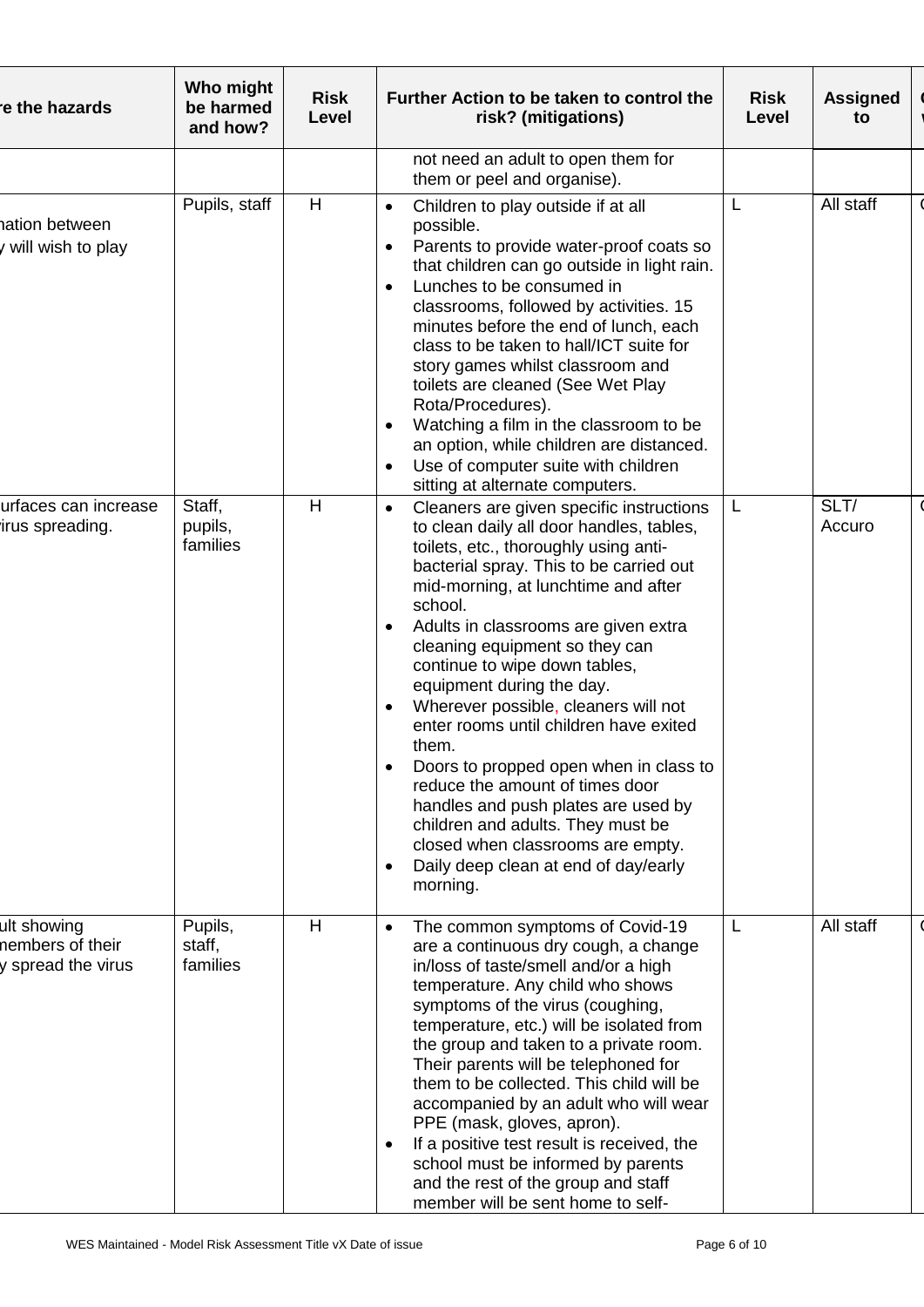| re the hazards | Who might be harmed and how? | Risk Level | Further Action to be taken to control the risk? (mitigations) | Risk Level | Assigned to | C V |
|---|---|---|---|---|---|---|
| | | | not need an adult to open them for them or peel and organise). | | | |
| nation between y will wish to play | Pupils, staff | H | • Children to play outside if at all possible.<br>• Parents to provide water-proof coats so that children can go outside in light rain.<br>• Lunches to be consumed in classrooms, followed by activities. 15 minutes before the end of lunch, each class to be taken to hall/ICT suite for story games whilst classroom and toilets are cleaned (See Wet Play Rota/Procedures).<br>• Watching a film in the classroom to be an option, while children are distanced.<br>• Use of computer suite with children sitting at alternate computers. | L | All staff | C |
| urfaces can increase irus spreading. | Staff, pupils, families | H | • Cleaners are given specific instructions to clean daily all door handles, tables, toilets, etc., thoroughly using anti-bacterial spray. This to be carried out mid-morning, at lunchtime and after school.<br>• Adults in classrooms are given extra cleaning equipment so they can continue to wipe down tables, equipment during the day.<br>• Wherever possible, cleaners will not enter rooms until children have exited them.<br>• Doors to propped open when in class to reduce the amount of times door handles and push plates are used by children and adults. They must be closed when classrooms are empty.<br>• Daily deep clean at end of day/early morning. | L | SLT/ Accuro | C |
| ult showing members of their y spread the virus | Pupils, staff, families | H | • The common symptoms of Covid-19 are a continuous dry cough, a change in/loss of taste/smell and/or a high temperature. Any child who shows symptoms of the virus (coughing, temperature, etc.) will be isolated from the group and taken to a private room. Their parents will be telephoned for them to be collected. This child will be accompanied by an adult who will wear PPE (mask, gloves, apron).<br>• If a positive test result is received, the school must be informed by parents and the rest of the group and staff member will be sent home to self- | L | All staff | C |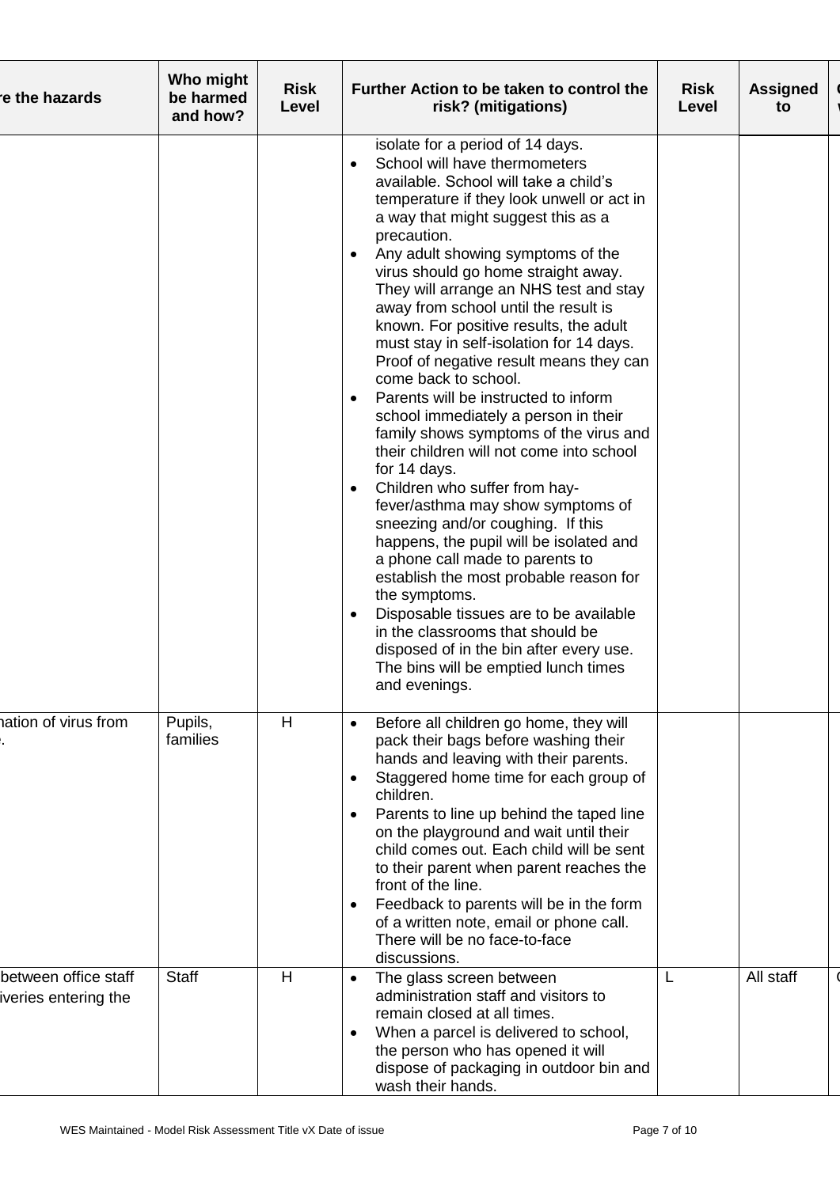| re the hazards | Who might be harmed and how? | Risk Level | Further Action to be taken to control the risk? (mitigations) | Risk Level | Assigned to | C<br>v |
|---|---|---|---|---|---|---|
| | | | isolate for a period of 14 days.<br>• School will have thermometers available. School will take a child's temperature if they look unwell or act in a way that might suggest this as a precaution.<br>• Any adult showing symptoms of the virus should go home straight away. They will arrange an NHS test and stay away from school until the result is known. For positive results, the adult must stay in self-isolation for 14 days. Proof of negative result means they can come back to school.<br>• Parents will be instructed to inform school immediately a person in their family shows symptoms of the virus and their children will not come into school for 14 days.<br>• Children who suffer from hay-fever/asthma may show symptoms of sneezing and/or coughing. If this happens, the pupil will be isolated and a phone call made to parents to establish the most probable reason for the symptoms.<br>• Disposable tissues are to be available in the classrooms that should be disposed of in the bin after every use. The bins will be emptied lunch times and evenings. | | | |
| nation of virus from<br>. | Pupils, families | H | • Before all children go home, they will pack their bags before washing their hands and leaving with their parents.<br>• Staggered home time for each group of children.<br>• Parents to line up behind the taped line on the playground and wait until their child comes out. Each child will be sent to their parent when parent reaches the front of the line.<br>• Feedback to parents will be in the form of a written note, email or phone call. There will be no face-to-face discussions. | | | |
| between office staff<br>iveries entering the | Staff | H | • The glass screen between administration staff and visitors to remain closed at all times.<br>• When a parcel is delivered to school, the person who has opened it will dispose of packaging in outdoor bin and wash their hands. | L | All staff | ( |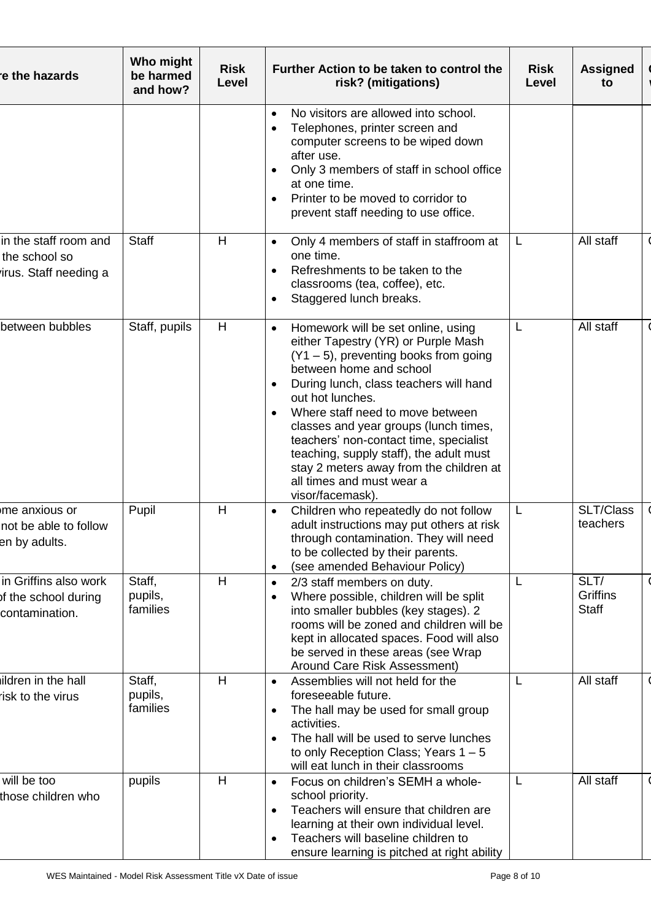| re the hazards | Who might be harmed and how? | Risk Level | Further Action to be taken to control the risk? (mitigations) | Risk Level | Assigned to | C W |
|---|---|---|---|---|---|---|
| | | | • No visitors are allowed into school.<br>• Telephones, printer screen and computer screens to be wiped down after use.<br>• Only 3 members of staff in school office at one time.<br>• Printer to be moved to corridor to prevent staff needing to use office. | | | |
| in the staff room and the school so virus. Staff needing a | Staff | H | • Only 4 members of staff in staffroom at one time.<br>• Refreshments to be taken to the classrooms (tea, coffee), etc.<br>• Staggered lunch breaks. | L | All staff | C |
| between bubbles | Staff, pupils | H | • Homework will be set online, using either Tapestry (YR) or Purple Mash (Y1 – 5), preventing books from going between home and school<br>• During lunch, class teachers will hand out hot lunches.<br>• Where staff need to move between classes and year groups (lunch times, teachers' non-contact time, specialist teaching, supply staff), the adult must stay 2 meters away from the children at all times and must wear a visor/facemask). | L | All staff | C |
| me anxious or not be able to follow en by adults. | Pupil | H | • Children who repeatedly do not follow adult instructions may put others at risk through contamination. They will need to be collected by their parents.<br>• (see amended Behaviour Policy) | L | SLT/Class teachers | C |
| in Griffins also work of the school during contamination. | Staff, pupils, families | H | • 2/3 staff members on duty.<br>• Where possible, children will be split into smaller bubbles (key stages). 2 rooms will be zoned and children will be kept in allocated spaces. Food will also be served in these areas (see Wrap Around Care Risk Assessment) | L | SLT/ Griffins Staff | C |
| ildren in the hall risk to the virus | Staff, pupils, families | H | • Assemblies will not held for the foreseeable future.<br>• The hall may be used for small group activities.<br>• The hall will be used to serve lunches to only Reception Class; Years 1 – 5 will eat lunch in their classrooms | L | All staff | C |
| will be too those children who | pupils | H | • Focus on children's SEMH a whole-school priority.<br>• Teachers will ensure that children are learning at their own individual level.<br>• Teachers will baseline children to ensure learning is pitched at right ability | L | All staff | C |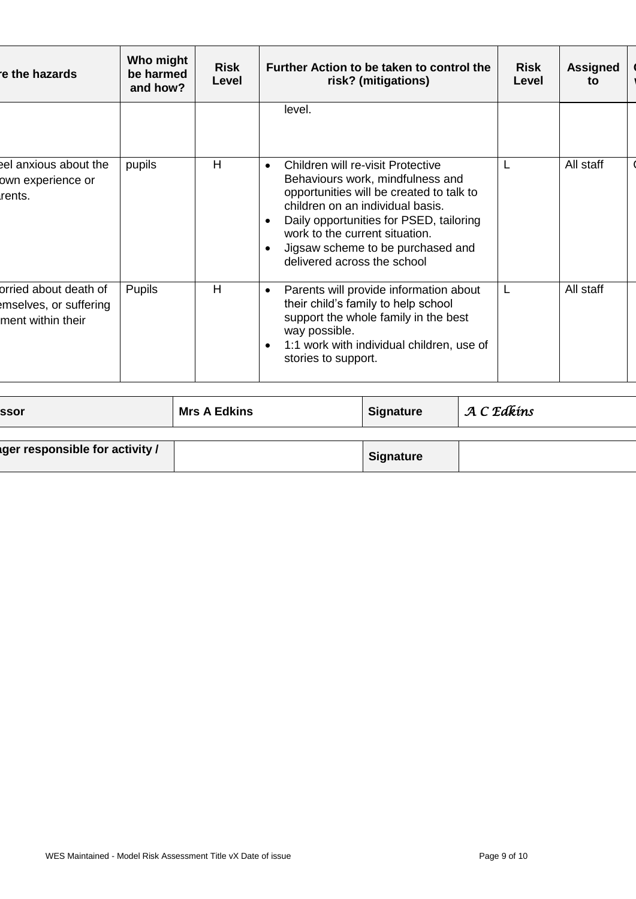| re the hazards | Who might be harmed and how? | Risk Level | Further Action to be taken to control the risk? (mitigations) | Risk Level | Assigned to | C<br>v |
|---|---|---|---|---|---|---|
| | | | level. | | | |
| eel anxious about the own experience or rents. | pupils | H | • Children will re-visit Protective Behaviours work, mindfulness and opportunities will be created to talk to children on an individual basis.<br>• Daily opportunities for PSED, tailoring work to the current situation.<br>• Jigsaw scheme to be purchased and delivered across the school | L | All staff | C |
| orried about death of emselves, or suffering ment within their | Pupils | H | • Parents will provide information about their child's family to help school support the whole family in the best way possible.<br>• 1:1 work with individual children, use of stories to support. | L | All staff | |

| | | | |
|---|---|---|---|
| ssor | Mrs A Edkins | Signature | *A C Edkins* |
| ger responsible for activity / | | Signature | |